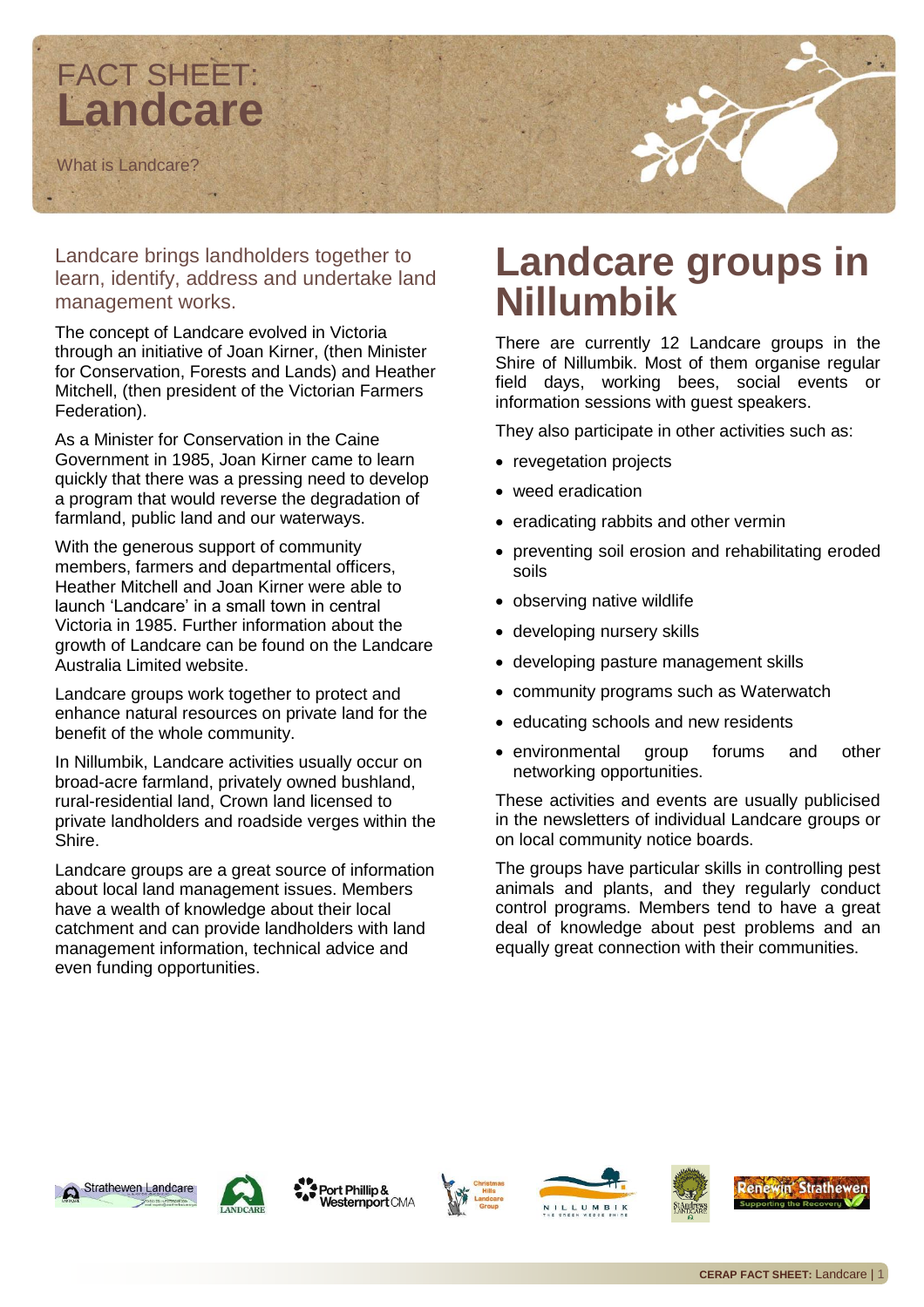# FACT SHEET: **Landcare**

What is Landcare?

Landcare brings landholders together to learn, identify, address and undertake land management works.

The concept of Landcare evolved in Victoria through an initiative of Joan Kirner, (then Minister for Conservation, Forests and Lands) and Heather Mitchell, (then president of the Victorian Farmers Federation).

As a Minister for Conservation in the Caine Government in 1985, Joan Kirner came to learn quickly that there was a pressing need to develop a program that would reverse the degradation of farmland, public land and our waterways.

With the generous support of community members, farmers and departmental officers, Heather Mitchell and Joan Kirner were able to launch 'Landcare' in a small town in central Victoria in 1985. Further information about the growth of Landcare can be found on the Landcare Australia Limited website.

Landcare groups work together to protect and enhance natural resources on private land for the benefit of the whole community.

In Nillumbik, Landcare activities usually occur on broad-acre farmland, privately owned bushland, rural-residential land, Crown land licensed to private landholders and roadside verges within the Shire.

Landcare groups are a great source of information about local land management issues. Members have a wealth of knowledge about their local catchment and can provide landholders with land management information, technical advice and even funding opportunities.

## Landcare groups in Nillumbik

There are currently 12 Landcare groups in the Shire of Nillumbik. Most of them organise regular field days, working bees, social events or information sessions with guest speakers.

They also participate in other activities such as:

- revegetation projects
- weed eradication
- eradicating rabbits and other vermin
- preventing soil erosion and rehabilitating eroded soils
- observing native wildlife
- developing nursery skills
- developing pasture management skills
- community programs such as Waterwatch
- educating schools and new residents
- environmental group forums and other networking opportunities.

These activities and events are usually publicised in the newsletters of individual Landcare groups or on local community notice boards.

The groups have particular skills in controlling pest animals and plants, and they regularly conduct control programs. Members tend to have a great deal of knowledge about pest problems and an equally great connection with their communities.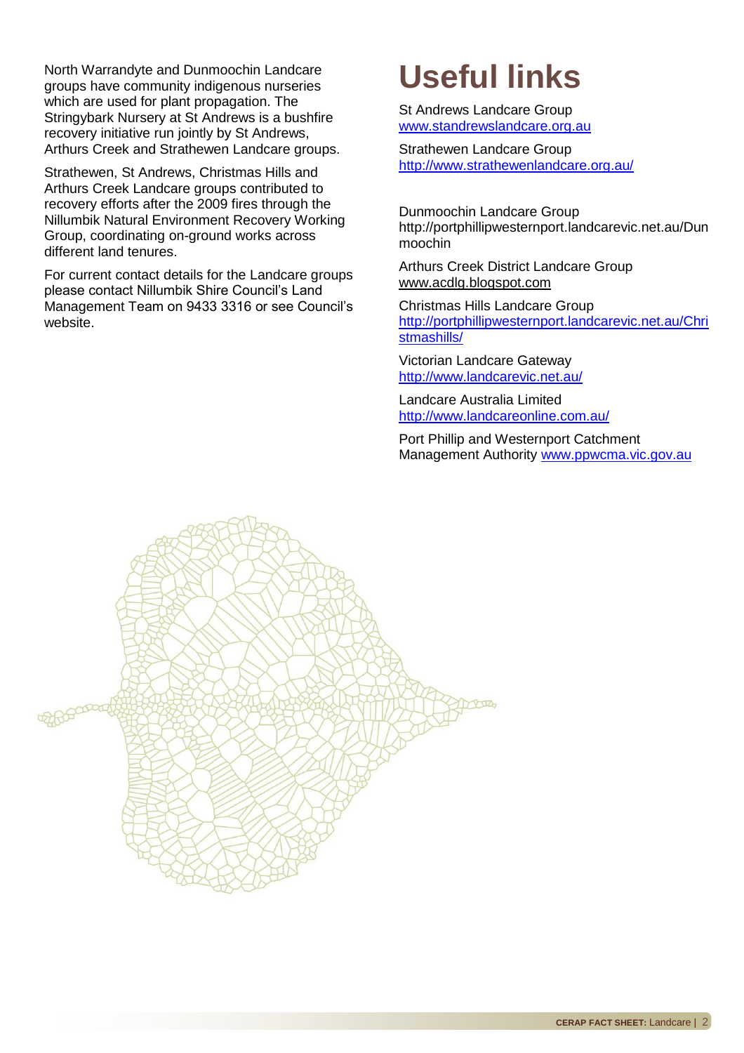North Warrandyte and Dunmoochin Landcare groups have community indigenous nurseries which are used for plant propagation. The Stringybark Nursery at St Andrews is a bushfire recovery initiative run jointly by St Andrews, Arthurs Creek and Strathewen Landcare groups.

Strathewen, St Andrews, Christmas Hills and Arthurs Creek Landcare groups contributed to recovery efforts after the 2009 fires through the Nillumbik Natural Environment Recovery Working Group, coordinating on-ground works across different land tenures.

For current contact details for the Landcare groups please contact Nillumbik Shire Council's Land Management Team on 9433 3316 or see Council's website.

# Useful links

St Andrews Landcare Group
www.standrewslandcare.org.au

Strathewen Landcare Group
http://www.strathewenlandcare.org.au/

Dunmoochin Landcare Group
http://portphillipwesternport.landcarevic.net.au/Dunmoochin

Arthurs Creek District Landcare Group
www.acdlg.blogspot.com

Christmas Hills Landcare Group
http://portphillipwesternport.landcarevic.net.au/Christmashills/

Victorian Landcare Gateway
http://www.landcarevic.net.au/

Landcare Australia Limited
http://www.landcareonline.com.au/

Port Phillip and Westernport Catchment Management Authority www.ppwcma.vic.gov.au